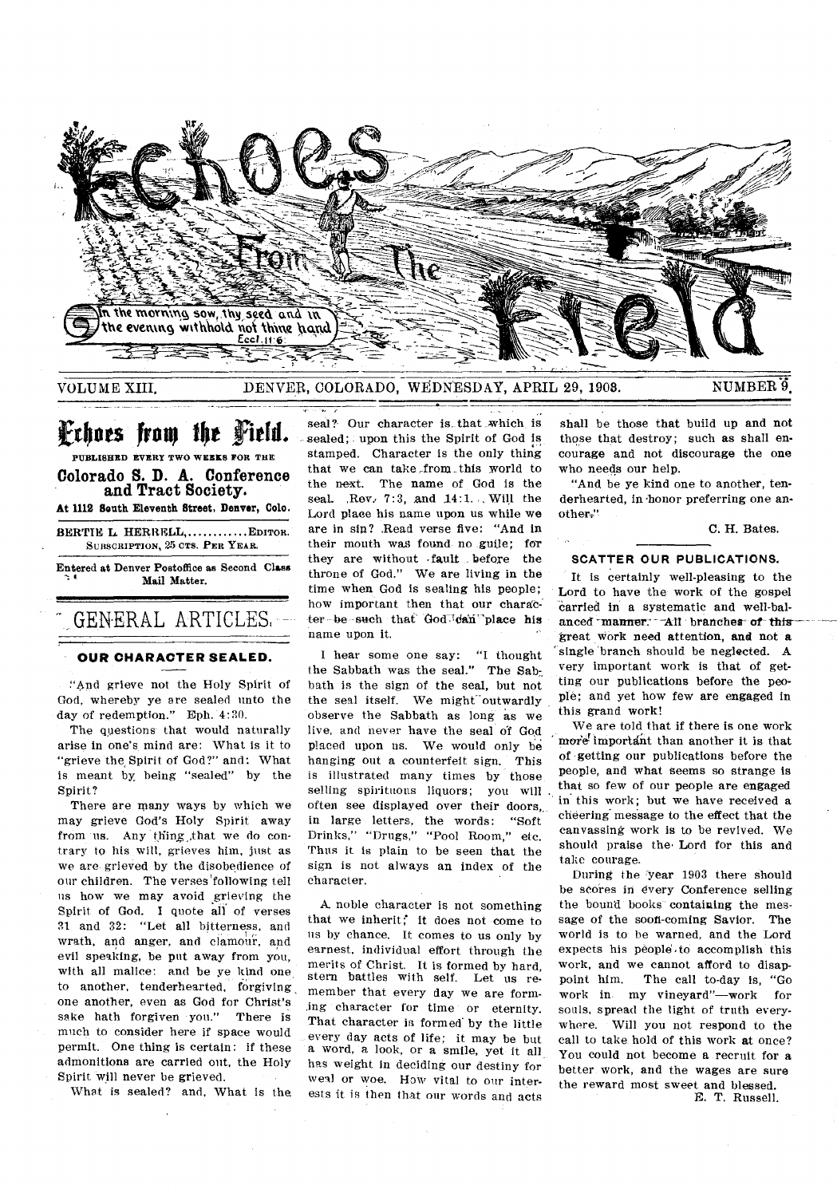# Echoes From The Field

*In the morning sow thy seed and in the evening withhold not thine hand* Eccl. 11:6

VOLUME XIII. DENVER, COLORADO, WEDNESDAY, APRIL 29, 1903. NUMBER 9.

## Echoes from the Field.

PUBLISHED EVERY TWO WEEKS FOR THE

**Colorado S. D. A. Conference and Tract Society.**

At 1112 South Eleventh Street, Denver, Colo.

BERTIE L. HERRELL.............EDITOR.

SUBSCRIPTION, 25 CTS. PER YEAR.

Entered at Denver Postoffice as Second Class Mail Matter.

## GENERAL ARTICLES.

### OUR CHARACTER SEALED.

"And grieve not the Holy Spirit of God, whereby ye are sealed unto the day of redemption." Eph. 4:30.

The questions that would naturally arise in one's mind are: What is it to "grieve the Spirit of God?" and: What is meant by being "sealed" by the Spirit?

There are many ways by which we may grieve God's Holy Spirit away from us. Any thing that we do contrary to his will, grieves him, just as we are grieved by the disobedience of our children. The verses following tell us how we may avoid grieving the Spirit of God. I quote all of verses 31 and 32: "Let all bitterness, and wrath, and anger, and clamour, and evil speaking, be put away from you, with all malice: and be ye kind one to another, tenderhearted, forgiving one another, even as God for Christ's sake hath forgiven you." There is much to consider here if space would permit. One thing is certain: if these admonitions are carried out, the Holy Spirit will never be grieved.

What is sealed? and, What is the seal? Our character is that which is sealed; upon this the Spirit of God is stamped. Character is the only thing that we can take from this world to the next. The name of God is the seal. Rev. 7:3, and 14:1. Will the Lord place his name upon us while we are in sin? Read verse five: "And in their mouth was found no guile; for they are without fault before the throne of God." We are living in the time when God is sealing his people; how important then that our character be such that God can place his name upon it.

I hear some one say: "I thought the Sabbath was the seal." The Sabbath is the sign of the seal, but not the seal itself. We might outwardly observe the Sabbath as long as we live, and never have the seal of God placed upon us. We would only be hanging out a counterfeit sign. This is illustrated many times by those selling spirituous liquors; you will often see displayed over their doors, in large letters, the words: "Soft Drinks," "Drugs," "Pool Room," etc. Thus it is plain to be seen that the sign is not always an index of the character.

A noble character is not something that we inherit; it does not come to us by chance. It comes to us only by earnest, individual effort through the merits of Christ. It is formed by hard, stern battles with self. Let us remember that every day we are forming character for time or eternity. That character is formed by the little every day acts of life; it may be but a word, a look, or a smile, yet it all has weight in deciding our destiny for weal or woe. How vital to our interests it is then that our words and acts shall be those that build up and not those that destroy; such as shall encourage and not discourage the one who needs our help.

"And be ye kind one to another, tenderhearted, in honor preferring one another."

C. H. Bates.

### SCATTER OUR PUBLICATIONS.

It is certainly well-pleasing to the Lord to have the work of the gospel carried in a systematic and well-balanced manner. All branches of this great work need attention, and not a single branch should be neglected. A very important work is that of getting our publications before the people; and yet how few are engaged in this grand work!

We are told that if there is one work more important than another it is that of getting our publications before the people, and what seems so strange is that so few of our people are engaged in this work; but we have received a cheering message to the effect that the canvassing work is to be revived. We should praise the Lord for this and take courage.

During the year 1903 there should be scores in every Conference selling the bound books containing the message of the soon-coming Savior. The world is to be warned, and the Lord expects his people to accomplish this work, and we cannot afford to disappoint him. The call to-day is, "Go work in my vineyard"—work for souls, spread the light of truth everywhere. Will you not respond to the call to take hold of this work at once? You could not become a recruit for a better work, and the wages are sure the reward most sweet and blessed.

E. T. Russell.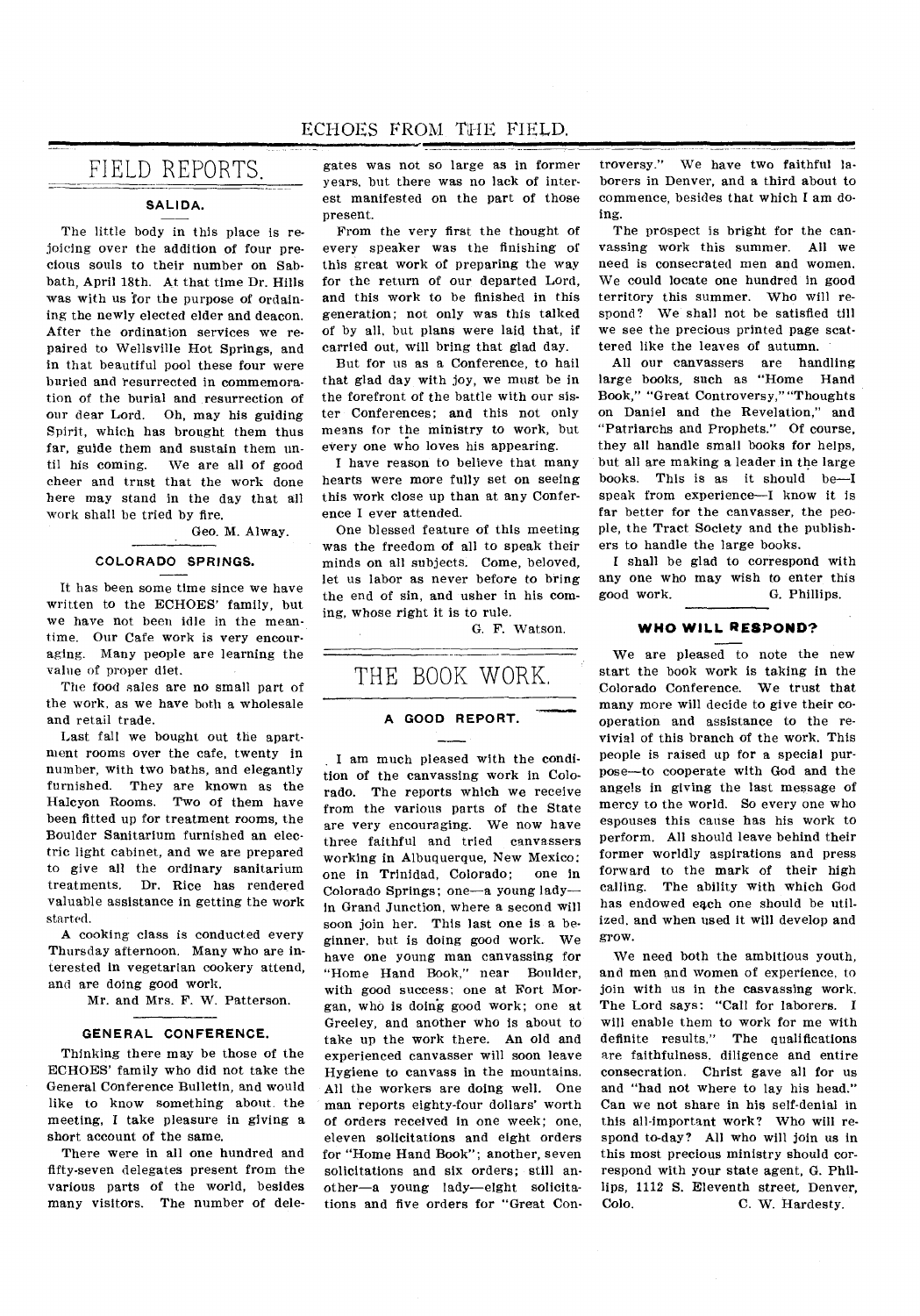# FIELD REPORTS.

### SALIDA.

The little body in this place is rejoicing over the addition of four precious souls to their number on Sabbath, April 18th. At that time Dr. Hills was with us for the purpose of ordaining the newly elected elder and deacon. After the ordination services we repaired to Wellsville Hot Springs, and in that beautiful pool these four were buried and resurrected in commemoration of the burial and resurrection of our dear Lord. Oh, may his guiding Spirit, which has brought them thus far, guide them and sustain them until his coming. We are all of good cheer and trust that the work done here may stand in the day that all work shall be tried by fire.

Geo. M. Alway.

### COLORADO SPRINGS.

It has been some time since we have written to the ECHOES' family, but we have not been idle in the meantime. Our Cafe work is very encouraging. Many people are learning the value of proper diet.

The food sales are no small part of the work, as we have both a wholesale and retail trade.

Last fall we bought out the apartment rooms over the cafe, twenty in number, with two baths, and elegantly furnished. They are known as the Halcyon Rooms. Two of them have been fitted up for treatment rooms, the Boulder Sanitarium furnished an electric light cabinet, and we are prepared to give all the ordinary sanitarium treatments. Dr. Rice has rendered valuable assistance in getting the work started.

A cooking class is conducted every Thursday afternoon. Many who are interested in vegetarian cookery attend, and are doing good work.

Mr. and Mrs. F. W. Patterson.

### GENERAL CONFERENCE.

Thinking there may be those of the ECHOES' family who did not take the General Conference Bulletin, and would like to know something about the meeting, I take pleasure in giving a short account of the same.

There were in all one hundred and fifty-seven delegates present from the various parts of the world, besides many visitors. The number of delegates was not so large as in former years, but there was no lack of interest manifested on the part of those present.

From the very first the thought of every speaker was the finishing of this great work of preparing the way for the return of our departed Lord, and this work to be finished in this generation; not only was this talked of by all, but plans were laid that, if carried out, will bring that glad day.

But for us as a Conference, to hail that glad day with joy, we must be in the forefront of the battle with our sister Conferences; and this not only means for the ministry to work, but every one who loves his appearing.

I have reason to believe that many hearts were more fully set on seeing this work close up than at any Conference I ever attended.

One blessed feature of this meeting was the freedom of all to speak their minds on all subjects. Come, beloved, let us labor as never before to bring the end of sin, and usher in his coming, whose right it is to rule.

G. F. Watson.

# THE BOOK WORK.

### A GOOD REPORT.

I am much pleased with the condition of the canvassing work in Colorado. The reports which we receive from the various parts of the State are very encouraging. We now have three faithful and tried canvassers working in Albuquerque, New Mexico; one in Trinidad, Colorado; one in Colorado Springs; one—a young lady—in Grand Junction, where a second will soon join her. This last one is a beginner, but is doing good work. We have one young man canvassing for "Home Hand Book," near Boulder, with good success; one at Fort Morgan, who is doing good work; one at Greeley, and another who is about to take up the work there. An old and experienced canvasser will soon leave Hygiene to canvass in the mountains. All the workers are doing well. One man reports eighty-four dollars' worth of orders received in one week; one, eleven solicitations and eight orders for "Home Hand Book"; another, seven solicitations and six orders; still another—a young lady—eight solicitations and five orders for "Great Controversy." We have two faithful laborers in Denver, and a third about to commence, besides that which I am doing.

The prospect is bright for the canvassing work this summer. All we need is consecrated men and women. We could locate one hundred in good territory this summer. Who will respond? We shall not be satisfied till we see the precious printed page scattered like the leaves of autumn.

All our canvassers are handling large books, such as "Home Hand Book," "Great Controversy," "Thoughts on Daniel and the Revelation," and "Patriarchs and Prophets." Of course, they all handle small books for helps, but all are making a leader in the large books. This is as it should be—I speak from experience—I know it is far better for the canvasser, the people, the Tract Society and the publishers to handle the large books.

I shall be glad to correspond with any one who may wish to enter this good work.

G. Phillips.

### WHO WILL RESPOND?

We are pleased to note the new start the book work is taking in the Colorado Conference. We trust that many more will decide to give their cooperation and assistance to the revivial of this branch of the work. This people is raised up for a special purpose—to cooperate with God and the angels in giving the last message of mercy to the world. So every one who espouses this cause has his work to perform. All should leave behind their former worldly aspirations and press forward to the mark of their high calling. The ability with which God has endowed each one should be utilized, and when used it will develop and grow.

We need both the ambitious youth, and men and women of experience, to join with us in the casvassing work. The Lord says: "Call for laborers. I will enable them to work for me with definite results." The qualifications are faithfulness, diligence and entire consecration. Christ gave all for us and "had not where to lay his head." Can we not share in his self-denial in this all-important work? Who will respond to-day? All who will join us in this most precious ministry should correspond with your state agent, G. Phillips, 1112 S. Eleventh street, Denver, Colo.

C. W. Hardesty.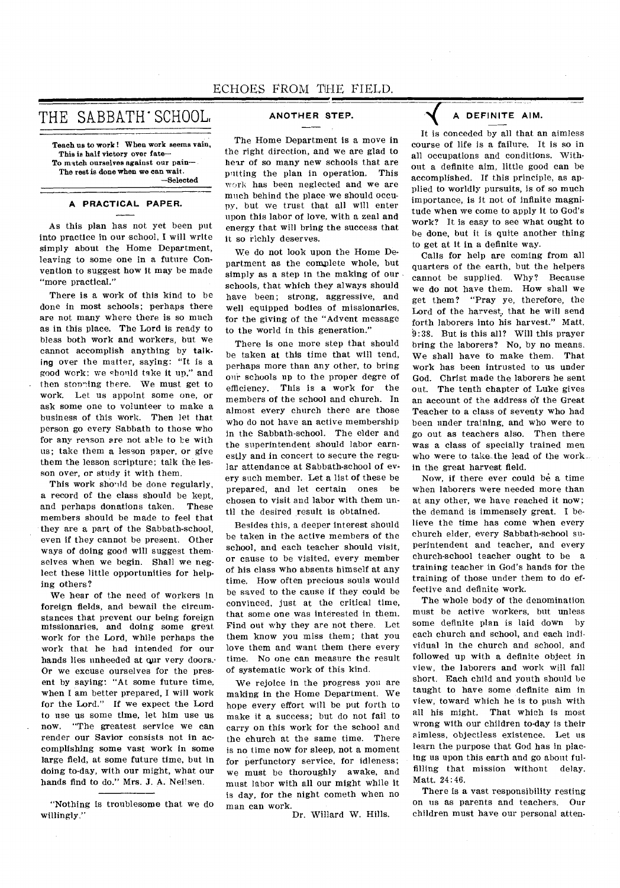# THE SABBATH SCHOOL.

> Teach us to work! When work seems vain,
> This is half victory over fate—
> To match ourselves against our pain—
> The rest is done when we can wait.
> —Selected

### A PRACTICAL PAPER.

As this plan has not yet been put into practice in our school, I will write simply about the Home Department, leaving to some one in a future Convention to suggest how it may be made "more practical."

There is a work of this kind to be done in most schools; perhaps there are not many where there is so much as in this place. The Lord is ready to bless both work and workers, but we cannot accomplish anything by talking over the matter, saying: "It is a good work: we should take it up," and then stopping there. We must get to work. Let us appoint some one, or ask some one to volunteer to make a business of this work. Then let that person go every Sabbath to those who for any reason are not able to be with us; take them a lesson paper, or give them the lesson scripture; talk the lesson over, or study it with them.

This work should be done regularly, a record of the class should be kept, and perhaps donations taken. These members should be made to feel that they are a part of the Sabbath-school, even if they cannot be present. Other ways of doing good will suggest themselves when we begin. Shall we neglect these little opportunities for helping others?

We hear of the need of workers in foreign fields, and bewail the circumstances that prevent our being foreign missionaries, and doing some great work for the Lord, while perhaps the work that he had intended for our hands lies unheeded at our very doors. Or we excuse ourselves for the present by saying: "At some future time, when I am better prepared, I will work for the Lord." If we expect the Lord to use us some time, let him use us now. "The greatest service we can render our Savior consists not in accomplishing some vast work in some large field, at some future time, but in doing to-day, with our might, what our hands find to do." Mrs. J. A. Neilsen.

---

"Nothing is troublesome that we do willingly."

### ANOTHER STEP.

The Home Department is a move in the right direction, and we are glad to hear of so many new schools that are putting the plan in operation. This work has been neglected and we are much behind the place we should occupy, but we trust that all will enter upon this labor of love, with a zeal and energy that will bring the success that it so richly deserves.

We do not look upon the Home Department as the complete whole, but simply as a step in the making of our schools, that which they always should have been; strong, aggressive, and well equipped bodies of missionaries, for the giving of the "Advent message to the world in this generation."

There is one more step that should be taken at this time that will tend, perhaps more than any other, to bring our schools up to the proper degree of efficiency. This is a work for the members of the school and church. In almost every church there are those who do not have an active membership in the Sabbath-school. The elder and the superintendent should labor earnestly and in concert to secure the regular attendance at Sabbath-school of every such member. Let a list of these be prepared, and let certain ones be chosen to visit and labor with them until the desired result is obtained.

Besides this, a deeper interest should be taken in the active members of the school, and each teacher should visit, or cause to be visited, every member of his class who absents himself at any time. How often precious souls would be saved to the cause if they could be convinced, just at the critical time, that some one was interested in them. Find out why they are not there. Let them know you miss them; that you love them and want them there every time. No one can measure the result of systematic work of this kind.

We rejoice in the progress you are making in the Home Department. We hope every effort will be put forth to make it a success; but do not fail to carry on this work for the school and the church at the same time. There is no time now for sleep, not a moment for perfunctory service, for idleness; we must be thoroughly awake, and must labor with all our might while it is day, for the night cometh when no man can work.

Dr. Willard W. Hills.

### A DEFINITE AIM.

It is conceded by all that an aimless course of life is a failure. It is so in all occupations and conditions. Without a definite aim, little good can be accomplished. If this principle, as applied to worldly pursuits, is of so much importance, is it not of infinite magnitude when we come to apply it to God's work? It is easy to see what ought to be done, but it is quite another thing to get at it in a definite way.

Calls for help are coming from all quarters of the earth, but the helpers cannot be supplied. Why? Because we do not have them. How shall we get them? "Pray ye, therefore, the Lord of the harvest, that he will send forth laborers into his harvest." Matt. 9:38. But is this all? Will this prayer bring the laborers? No, by no means. We shall have to make them. That work has been intrusted to us under God. Christ made the laborers he sent out. The tenth chapter of Luke gives an account of the address of the Great Teacher to a class of seventy who had been under training, and who were to go out as teachers also. Then there was a class of specially trained men who were to take the lead of the work in the great harvest field.

Now, if there ever could be a time when laborers were needed more than at any other, we have reached it now; the demand is immensely great. I believe the time has come when every church elder, every Sabbath-school superintendent and teacher, and every church-school teacher ought to be a training teacher in God's hands for the training of those under them to do effective and definite work.

The whole body of the denomination must be active workers, but unless some definite plan is laid down by each church and school, and each individual in the church and school, and followed up with a definite object in view, the laborers and work will fall short. Each child and youth should be taught to have some definite aim in view, toward which he is to push with all his might. That which is most wrong with our children to-day is their aimless, objectless existence. Let us learn the purpose that God has in placing us upon this earth and go about fulfilling that mission without delay. Matt. 24:46.

There is a vast responsibility resting on us as parents and teachers. Our children must have our personal atten-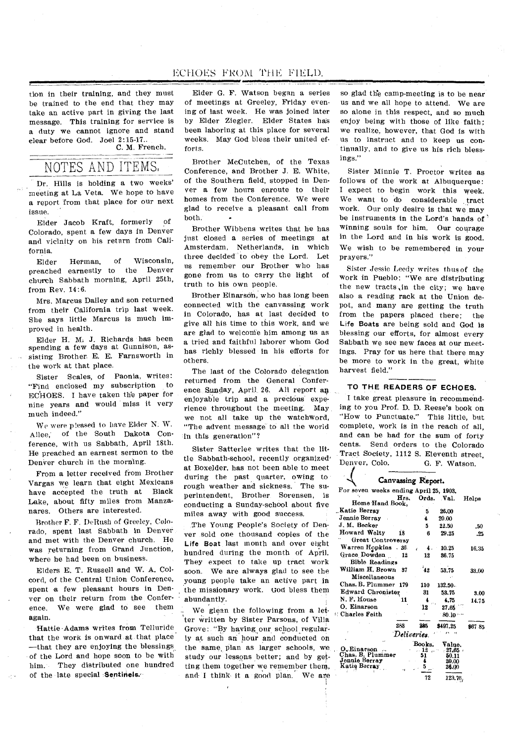tion in their training, and they must be trained to the end that they may take an active part in giving the last message. This training for service is a duty we cannot ignore and stand clear before God. Joel 2:15-17.

C. M. French.

## NOTES AND ITEMS.

Dr. Hills is holding a two weeks' meeting at La Veta. We hope to have a report from that place for our next issue.

Elder Jacob Kraft, formerly of Colorado, spent a few days in Denver and vicinity on his return from California.

Elder Herman, of Wisconsin, preached earnestly to the Denver church Sabbath morning, April 25th, from Rev. 14:6.

Mrs. Marcus Dailey and son returned from their California trip last week. She says little Marcus is much improved in health.

Elder H. M. J. Richards has been spending a few days at Gunnison, assisting Brother E. E. Farnsworth in the work at that place.

Sister Scales, of Paonia, writes: "Find enclosed my subscription to ECHOES. I have taken the paper for nine years and would miss it very much indeed."

We were pleased to have Elder N. W. Allee, of the South Dakota Conference, with us Sabbath, April 18th. He preached an earnest sermon to the Denver church in the morning.

From a letter received from Brother Vargas we learn that eight Mexicans have accepted the truth at Black Lake, about fifty miles from Manzanares. Others are interested.

Brother F. F. DeRush of Greeley, Colorado, spent last Sabbath in Denver and met with the Denver church. He was returning from Grand Junction, where he had been on business.

Elders E. T. Russell and W. A. Colcord, of the Central Union Conference, spent a few pleasant hours in Denver on their return from the Conference. We were glad to see them again.

Hattie Adams writes from Telluride that the work is onward at that place—that they are enjoying the blessings of the Lord and hope soon to be with him. They distributed one hundred of the late special **Sentinels.**

Elder G. F. Watson began a series of meetings at Greeley, Friday evening of last week. He was joined later by Elder Ziegler. Elder States has been laboring at this place for several weeks. May God bless their united efforts.

Brother McCutchen, of the Texas Conference, and Brother J. E. White, of the Southern field, stopped in Denver a few hours enroute to their homes from the Conference. We were glad to receive a pleasant call from both.

Brother Wibbens writes that he has just closed a series of meetings at Amsterdam, Netherlands, in which three decided to obey the Lord. Let us remember our Brother who has gone from us to carry the light of truth to his own people.

Brother Einarson, who has long been connected with the canvassing work in Colorado, has at last decided to give all his time to this work, and we are glad to welcome him among us as a tried and faithful laborer whom God has richly blessed in his efforts for others.

The last of the Colorado delegation returned from the General Conference Sunday, April 26. All report an enjoyable trip and a precious experience throughout the meeting. May we not all take up the watchword, "The advent message to all the world in this generation"?

Sister Satterlee writes that the little Sabbath-school, recently organized at Boxelder, has not been able to meet during the past quarter, owing to rough weather and sickness. The superintendent, Brother Sorensen, is conducting a Sunday-school about five miles away with good success.

The Young People's Society of Denver sold one thousand copies of the **Life Boat** last month and over eight hundred during the month of April. They expect to take up tract work soon. We are always glad to see the young people take an active part in the missionary work. God bless them abundantly.

We glean the following from a letter written by Sister Parsons, of Villa Grove: "By having our school regularly at such an hour and conducted on the same plan as larger schools, we study our lessons better; and by getting them together we remember them, and I think it a good plan. We are so glad the camp-meeting is to be near us and we all hope to attend. We are so alone in this respect, and so much enjoy being with those of like faith; we realize, however, that God is with us to instruct and to keep us continually, and to give us his rich blessings."

Sister Minnie T. Proctor writes as follows of the work at Albuquerque: I expect to begin work this week. We want to do considerable tract work. Our only desire is that we may be instruments in the Lord's hands of winning souls for him. Our courage in the Lord and in his work is good. We wish to be remembered in your prayers."

Sister Jessie Leedy writes thus of the work in Pueblo: "We are distributing the new tracts in the city; we have also a reading rack at the Union depot, and many are getting the truth from the papers placed there; the **Life Boats** are being sold and God is blessing our efforts, for almost every Sabbath we see new faces at our meetings. Pray for us here that there may be more to work in the great, white harvest field."

### TO THE READERS OF ECHOES.

I take great pleasure in recommending to you Prof. D. D. Reese's book on "How to Punctuate." This little, but complete, work is in the reach of all, and can be had for the sum of forty cents. Send orders to the Colorado Tract Society, 1112 S. Eleventh street, Denver, Colo.

G. F. Watson.

### Canvassing Report.

For seven weeks ending April 25, 1903.

| | Hrs. | Ords. | Val. | Helps |
|---|---|---|---|---|
| Home Hand Book, | | | | |
| Katie Berray | | 5 | 26.00 | |
| Jennie Berray | | 4 | 20.00 | |
| J. M. Becker | | 5 | 22.50 | .50 |
| Howard Welty | 18 | 6 | 29.25 | .25 |
| Great Controversy | | | | |
| Warren Hopkins | 26 | 4 | 10.25 | 16.35 |
| Grace Dowden | 12 | 12 | 36.75 | |
| Bible Readings | | | | |
| William H. Brown | 37 | 42 | 53.75 | 33.00 |
| Miscellaneous | | | | |
| Chas. B. Plummer | 179 | 110 | 132.50 | |
| Edward Chronister | | 31 | 53.75 | 3.00 |
| N. F. House | 11 | 4 | 4.75 | 14.75 |
| O. Einarson | | 12 | 27.65 | |
| Charles Feith | | | 80.10 | |
| | 283 | 235 | $497.25 | $67 85 |

*Deliveries.*

| | Books. | Value. |
|---|---|---|
| O. Einarson | 12 | 27.65 |
| Chas. B. Plummer | 51 | 50.11 |
| Jennie Berray | 4 | 20.00 |
| Katie Berray | 5 | 26.00 |
| | 72 | 123.76 |